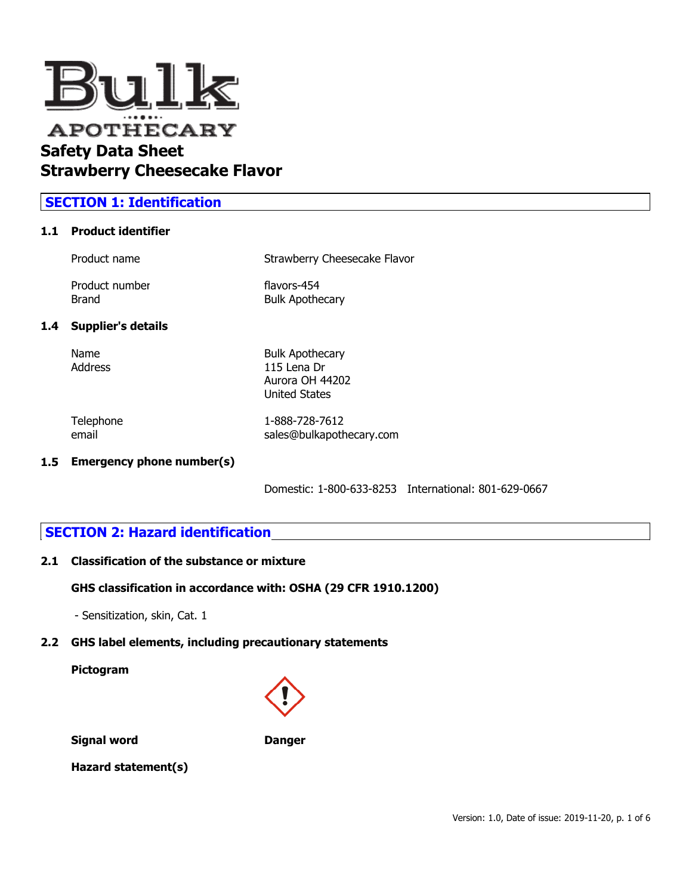# Bulk APOTHECARY

# Safety Data Sheet
# Strawberry Cheesecake Flavor

## SECTION 1: Identification

### 1.1 Product identifier

| | |
|---|---|
| Product name | Strawberry Cheesecake Flavor |
| Product number | flavors-454 |
| Brand | Bulk Apothecary |

### 1.4 Supplier's details

| | |
|---|---|
| Name | Bulk Apothecary |
| Address | 115 Lena Dr<br>Aurora OH 44202<br>United States |
| Telephone | 1-888-728-7612 |
| email | sales@bulkapothecary.com |

### 1.5 Emergency phone number(s)

Domestic: 1-800-633-8253    International: 801-629-0667

## SECTION 2: Hazard identification

### 2.1 Classification of the substance or mixture

**GHS classification in accordance with: OSHA (29 CFR 1910.1200)**

- Sensitization, skin, Cat. 1

### 2.2 GHS label elements, including precautionary statements

**Pictogram**

**Signal word** **Danger**

**Hazard statement(s)**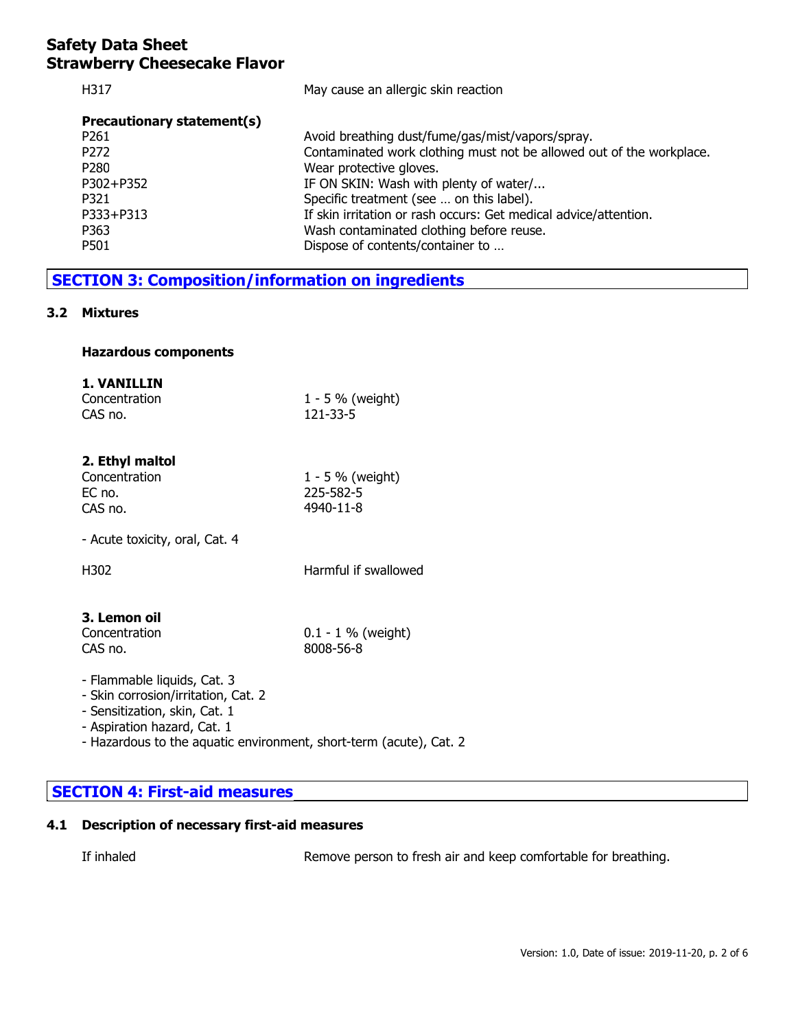| | |
|---|---|
| H317 | May cause an allergic skin reaction |

**Precautionary statement(s)**

| | |
|---|---|
| P261 | Avoid breathing dust/fume/gas/mist/vapors/spray. |
| P272 | Contaminated work clothing must not be allowed out of the workplace. |
| P280 | Wear protective gloves. |
| P302+P352 | IF ON SKIN: Wash with plenty of water/... |
| P321 | Specific treatment (see … on this label). |
| P333+P313 | If skin irritation or rash occurs: Get medical advice/attention. |
| P363 | Wash contaminated clothing before reuse. |
| P501 | Dispose of contents/container to … |

## SECTION 3: Composition/information on ingredients

### 3.2 Mixtures

**Hazardous components**

**1. VANILLIN**

| | |
|---|---|
| Concentration | 1 - 5 % (weight) |
| CAS no. | 121-33-5 |

**2. Ethyl maltol**

| | |
|---|---|
| Concentration | 1 - 5 % (weight) |
| EC no. | 225-582-5 |
| CAS no. | 4940-11-8 |

- Acute toxicity, oral, Cat. 4

| | |
|---|---|
| H302 | Harmful if swallowed |

**3. Lemon oil**

| | |
|---|---|
| Concentration | 0.1 - 1 % (weight) |
| CAS no. | 8008-56-8 |

- Flammable liquids, Cat. 3
- Skin corrosion/irritation, Cat. 2
- Sensitization, skin, Cat. 1
- Aspiration hazard, Cat. 1
- Hazardous to the aquatic environment, short-term (acute), Cat. 2

## SECTION 4: First-aid measures

### 4.1 Description of necessary first-aid measures

| | |
|---|---|
| If inhaled | Remove person to fresh air and keep comfortable for breathing. |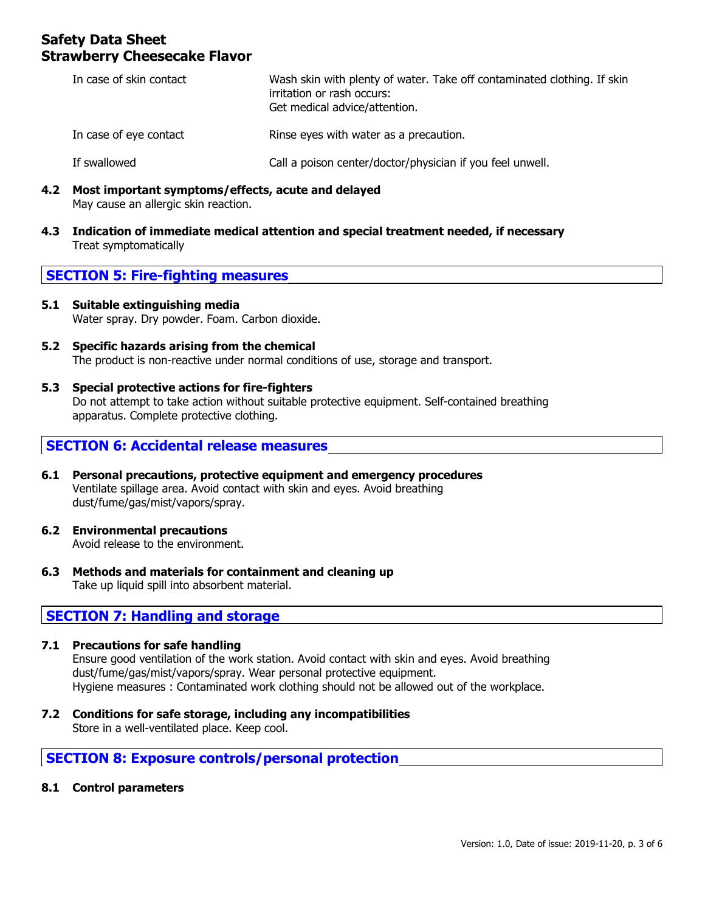| | |
|---|---|
| In case of skin contact | Wash skin with plenty of water. Take off contaminated clothing. If skin irritation or rash occurs: Get medical advice/attention. |
| In case of eye contact | Rinse eyes with water as a precaution. |
| If swallowed | Call a poison center/doctor/physician if you feel unwell. |

**4.2 Most important symptoms/effects, acute and delayed**

May cause an allergic skin reaction.

**4.3 Indication of immediate medical attention and special treatment needed, if necessary**

Treat symptomatically

## SECTION 5: Fire-fighting measures

**5.1 Suitable extinguishing media**

Water spray. Dry powder. Foam. Carbon dioxide.

**5.2 Specific hazards arising from the chemical**

The product is non-reactive under normal conditions of use, storage and transport.

**5.3 Special protective actions for fire-fighters**

Do not attempt to take action without suitable protective equipment. Self-contained breathing apparatus. Complete protective clothing.

## SECTION 6: Accidental release measures

**6.1 Personal precautions, protective equipment and emergency procedures**

Ventilate spillage area. Avoid contact with skin and eyes. Avoid breathing dust/fume/gas/mist/vapors/spray.

**6.2 Environmental precautions**

Avoid release to the environment.

**6.3 Methods and materials for containment and cleaning up**

Take up liquid spill into absorbent material.

## SECTION 7: Handling and storage

**7.1 Precautions for safe handling**

Ensure good ventilation of the work station. Avoid contact with skin and eyes. Avoid breathing dust/fume/gas/mist/vapors/spray. Wear personal protective equipment.
Hygiene measures : Contaminated work clothing should not be allowed out of the workplace.

**7.2 Conditions for safe storage, including any incompatibilities**

Store in a well-ventilated place. Keep cool.

## SECTION 8: Exposure controls/personal protection

**8.1 Control parameters**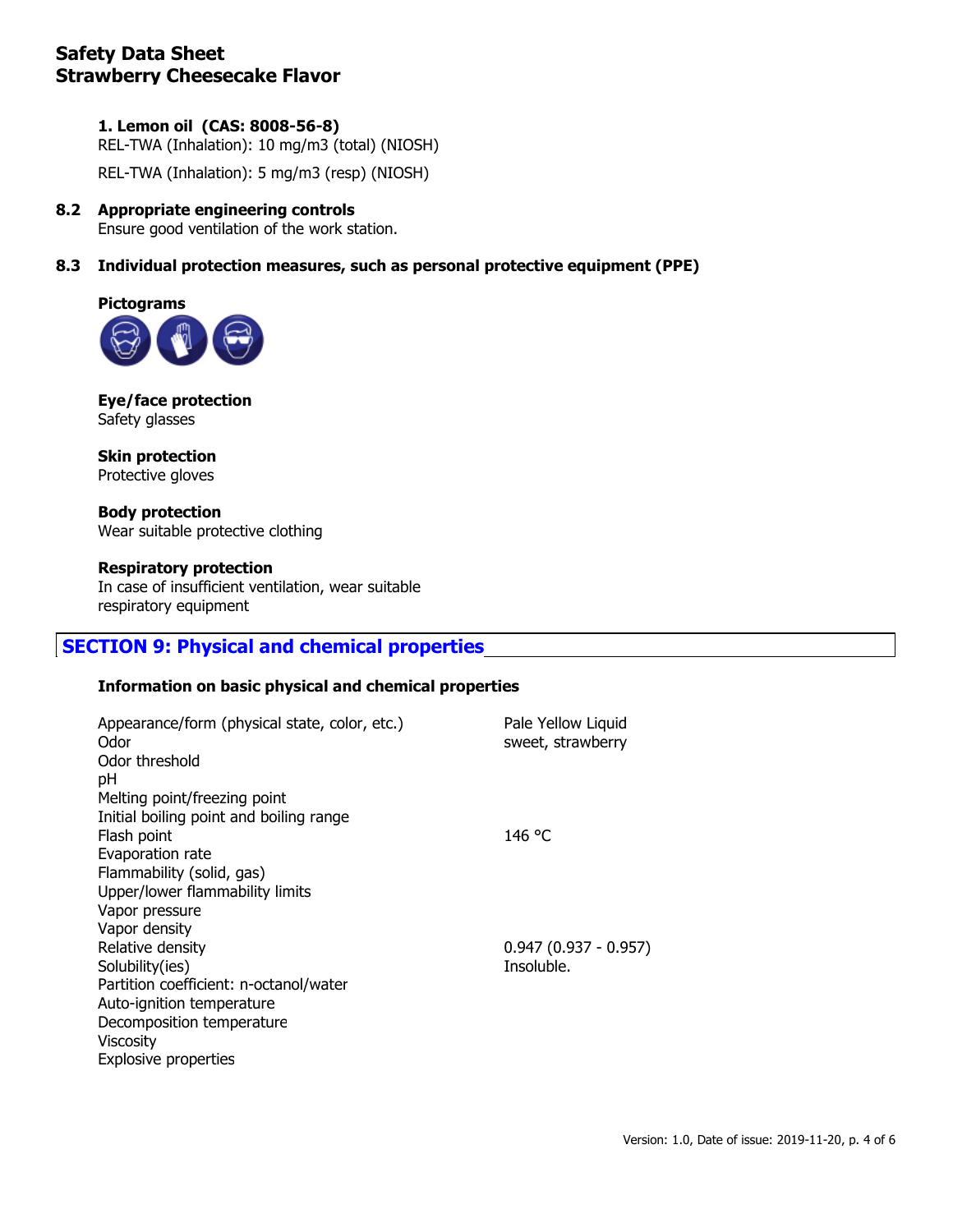**1. Lemon oil (CAS: 8008-56-8)**

REL-TWA (Inhalation): 10 mg/m3 (total) (NIOSH)

REL-TWA (Inhalation): 5 mg/m3 (resp) (NIOSH)

### 8.2 Appropriate engineering controls

Ensure good ventilation of the work station.

### 8.3 Individual protection measures, such as personal protective equipment (PPE)

**Pictograms**

**Eye/face protection**
Safety glasses

**Skin protection**
Protective gloves

**Body protection**
Wear suitable protective clothing

**Respiratory protection**
In case of insufficient ventilation, wear suitable respiratory equipment

## SECTION 9: Physical and chemical properties

**Information on basic physical and chemical properties**

| Property | Value |
|---|---|
| Appearance/form (physical state, color, etc.) | Pale Yellow Liquid |
| Odor | sweet, strawberry |
| Odor threshold | |
| pH | |
| Melting point/freezing point | |
| Initial boiling point and boiling range | |
| Flash point | 146 °C |
| Evaporation rate | |
| Flammability (solid, gas) | |
| Upper/lower flammability limits | |
| Vapor pressure | |
| Vapor density | |
| Relative density | 0.947 (0.937 - 0.957) |
| Solubility(ies) | Insoluble. |
| Partition coefficient: n-octanol/water | |
| Auto-ignition temperature | |
| Decomposition temperature | |
| Viscosity | |
| Explosive properties | |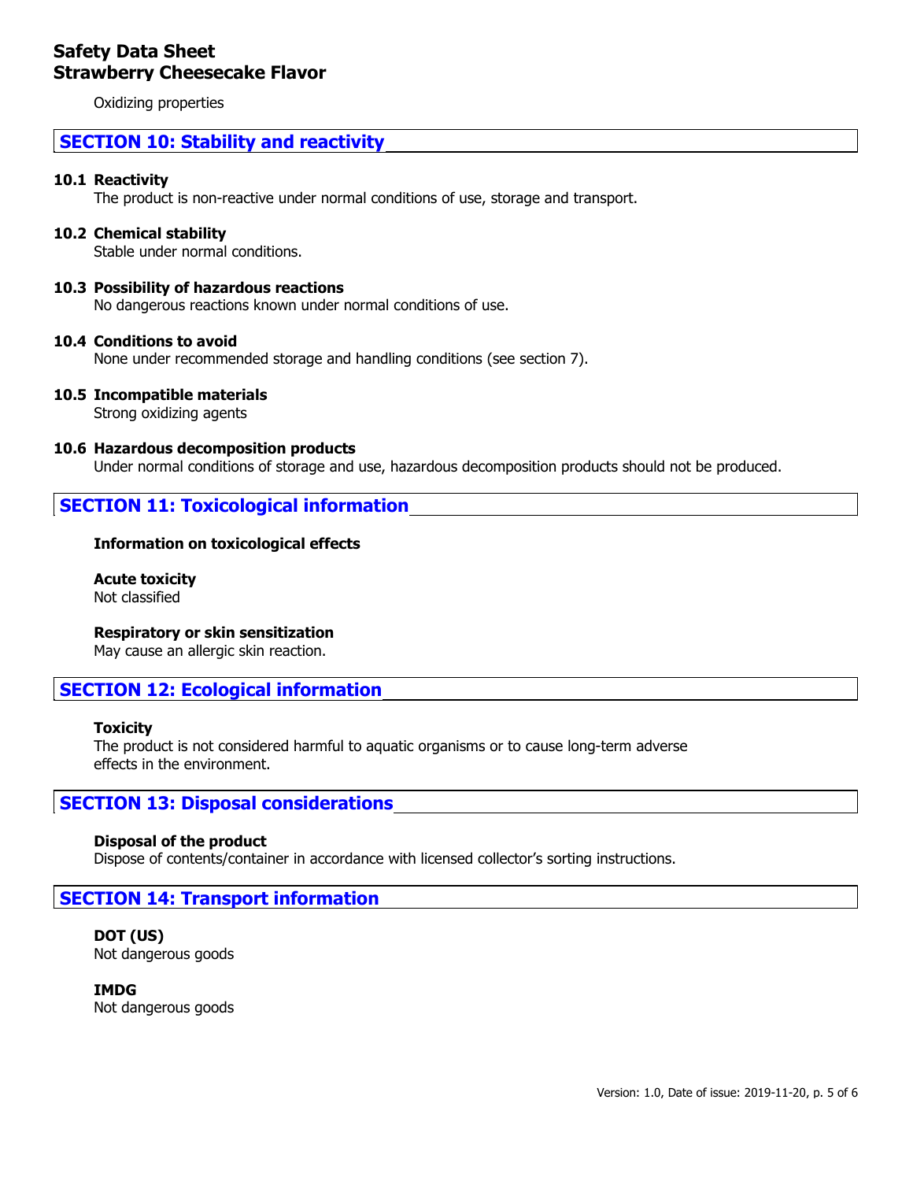Oxidizing properties

## SECTION 10: Stability and reactivity

**10.1 Reactivity**

The product is non-reactive under normal conditions of use, storage and transport.

**10.2 Chemical stability**

Stable under normal conditions.

**10.3 Possibility of hazardous reactions**

No dangerous reactions known under normal conditions of use.

**10.4 Conditions to avoid**

None under recommended storage and handling conditions (see section 7).

**10.5 Incompatible materials**

Strong oxidizing agents

**10.6 Hazardous decomposition products**

Under normal conditions of storage and use, hazardous decomposition products should not be produced.

## SECTION 11: Toxicological information

**Information on toxicological effects**

**Acute toxicity**

Not classified

**Respiratory or skin sensitization**

May cause an allergic skin reaction.

## SECTION 12: Ecological information

**Toxicity**

The product is not considered harmful to aquatic organisms or to cause long-term adverse effects in the environment.

## SECTION 13: Disposal considerations

**Disposal of the product**

Dispose of contents/container in accordance with licensed collector's sorting instructions.

## SECTION 14: Transport information

**DOT (US)**

Not dangerous goods

**IMDG**

Not dangerous goods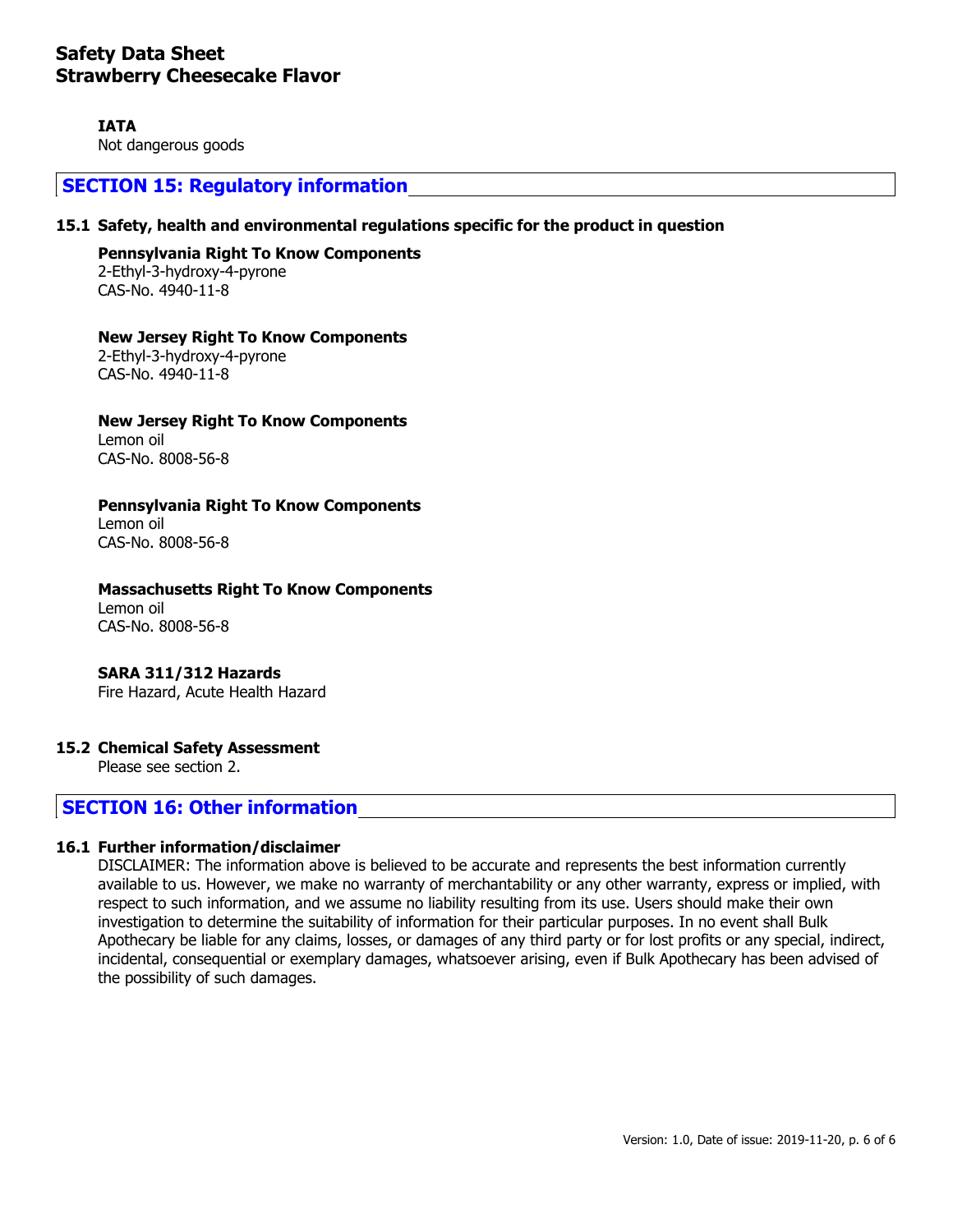**IATA**
Not dangerous goods

## SECTION 15: Regulatory information

### 15.1 Safety, health and environmental regulations specific for the product in question

**Pennsylvania Right To Know Components**
2-Ethyl-3-hydroxy-4-pyrone
CAS-No. 4940-11-8

**New Jersey Right To Know Components**
2-Ethyl-3-hydroxy-4-pyrone
CAS-No. 4940-11-8

**New Jersey Right To Know Components**
Lemon oil
CAS-No. 8008-56-8

**Pennsylvania Right To Know Components**
Lemon oil
CAS-No. 8008-56-8

**Massachusetts Right To Know Components**
Lemon oil
CAS-No. 8008-56-8

**SARA 311/312 Hazards**
Fire Hazard, Acute Health Hazard

### 15.2 Chemical Safety Assessment

Please see section 2.

## SECTION 16: Other information

### 16.1 Further information/disclaimer

DISCLAIMER: The information above is believed to be accurate and represents the best information currently available to us. However, we make no warranty of merchantability or any other warranty, express or implied, with respect to such information, and we assume no liability resulting from its use. Users should make their own investigation to determine the suitability of information for their particular purposes. In no event shall Bulk Apothecary be liable for any claims, losses, or damages of any third party or for lost profits or any special, indirect, incidental, consequential or exemplary damages, whatsoever arising, even if Bulk Apothecary has been advised of the possibility of such damages.

Version: 1.0, Date of issue: 2019-11-20